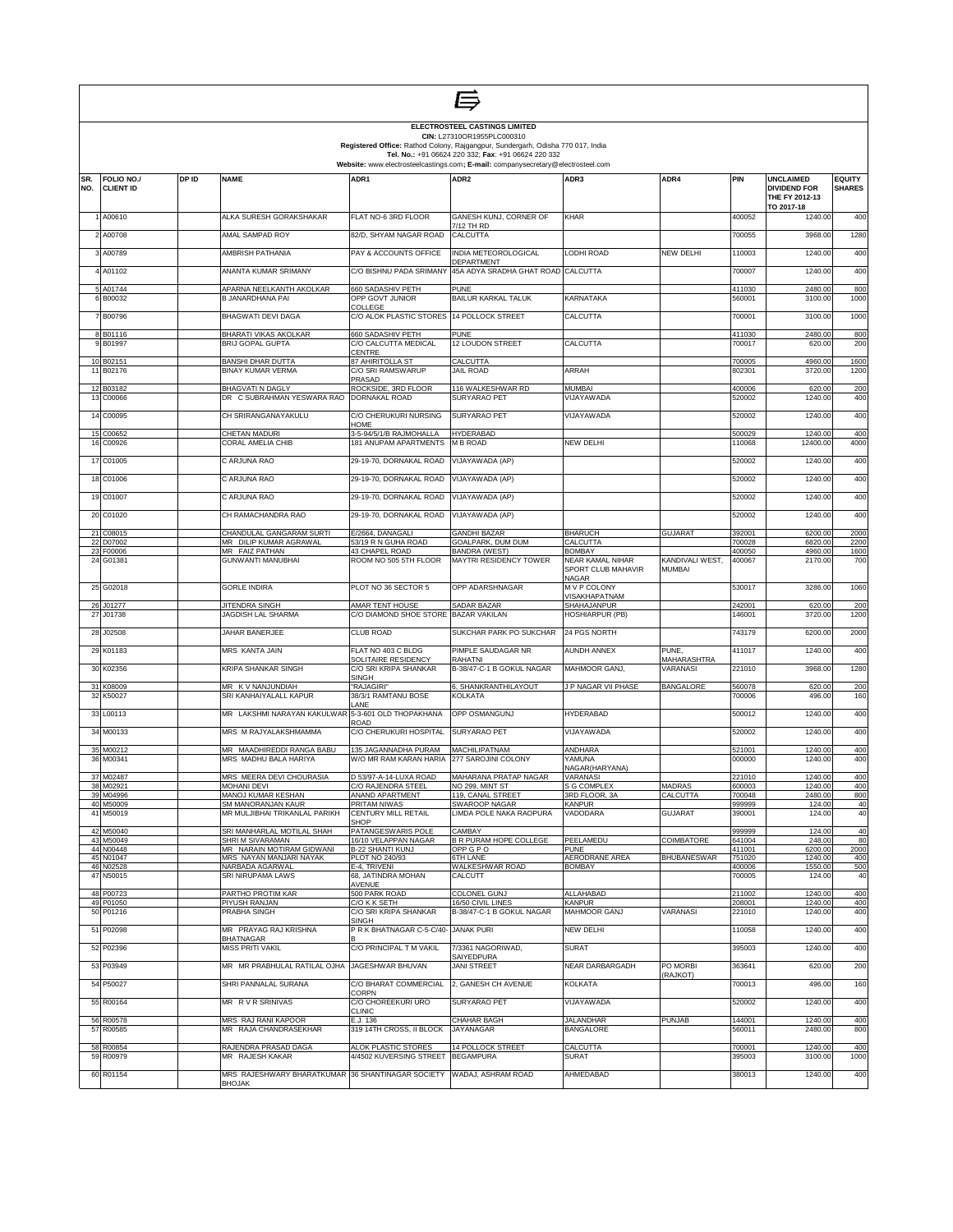**ELECTROSTEEL CASTINGS LIMITED**

**CIN:** L27310OR1955PLC000310

**Registered Office:** Rathod Colony, Rajgangpur, Sundergarh, Odisha 770 017, India

**Tel. No.:** +91 06624 220 332; **Fax**: +91 06624 220 332

**Website:** www.electrosteelcastings.com**; E-mail:** companysecretary@electrosteel.com

| SR. NO. | FOLIO NO./ CLIENT ID | DP ID | NAME | ADR1 | ADR2 | ADR3 | ADR4 | PIN | UNCLAIMED DIVIDEND FOR THE FY 2012-13 TO 2017-18 | EQUITY SHARES |
|---|---|---|---|---|---|---|---|---|---|---|
| 1 | A00610 | | ALKA SURESH GORAKSHAKAR | FLAT NO-6 3RD FLOOR | GANESH KUNJ, CORNER OF 7/12 TH RD | KHAR | | 400052 | 1240.00 | 400 |
| 2 | A00708 | | AMAL SAMPAD ROY | 82/D, SHYAM NAGAR ROAD | CALCUTTA | | | 700055 | 3968.00 | 1280 |
| 3 | A00789 | | AMBRISH PATHANIA | PAY & ACCOUNTS OFFICE | INDIA METEOROLOGICAL DEPARTMENT | LODHI ROAD | NEW DELHI | 110003 | 1240.00 | 400 |
| 4 | A01102 | | ANANTA KUMAR SRIMANY | C/O BISHNU PADA SRIMANY | 45A ADYA SRADHA GHAT ROAD | CALCUTTA | | 700007 | 1240.00 | 400 |
| 5 | A01744 | | APARNA NEELKANTH AKOLKAR | 660 SADASHIV PETH | PUNE | | | 411030 | 2480.00 | 800 |
| 6 | B00032 | | B JANARDHANA PAI | OPP GOVT JUNIOR COLLEGE | BAILUR KARKAL TALUK | KARNATAKA | | 560001 | 3100.00 | 1000 |
| 7 | B00796 | | BHAGWATI DEVI DAGA | C/O ALOK PLASTIC STORES | 14 POLLOCK STREET | CALCUTTA | | 700001 | 3100.00 | 1000 |
| 8 | B01116 | | BHARATI VIKAS AKOLKAR | 660 SADASHIV PETH | PUNE | | | 411030 | 2480.00 | 800 |
| 9 | B01997 | | BRIJ GOPAL GUPTA | C/O CALCUTTA MEDICAL CENTRE | 12 LOUDON STREET | CALCUTTA | | 700017 | 620.00 | 200 |
| 10 | B02151 | | BANSHI DHAR DUTTA | 87 AHIRITOLLA ST | CALCUTTA | | | 700005 | 4960.00 | 1600 |
| 11 | B02176 | | BINAY KUMAR VERMA | C/O SRI RAMSWARUP PRASAD | JAIL ROAD | ARRAH | | 802301 | 3720.00 | 1200 |
| 12 | B03182 | | BHAGVATI N DAGLY | ROCKSIDE, 3RD FLOOR | 116 WALKESHWAR RD | MUMBAI | | 400006 | 620.00 | 200 |
| 13 | C00066 | | DR C SUBRAHMAN YESWARA RAO | DORNAKAL ROAD | SURYARAO PET | VIJAYAWADA | | 520002 | 1240.00 | 400 |
| 14 | C00095 | | CH SRIRANGANAYAKULU | C/O CHERUKURI NURSING HOME | SURYARAO PET | VIJAYAWADA | | 520002 | 1240.00 | 400 |
| 15 | C00652 | | CHETAN MADURI | 3-5-94/5/1/B RAJMOHALLA | HYDERABAD | | | 500029 | 1240.00 | 400 |
| 16 | C00926 | | CORAL AMELIA CHIB | 181 ANUPAM APARTMENTS | M B ROAD | NEW DELHI | | 110068 | 12400.00 | 4000 |
| 17 | C01005 | | C ARJUNA RAO | 29-19-70, DORNAKAL ROAD | VIJAYAWADA (AP) | | | 520002 | 1240.00 | 400 |
| 18 | C01006 | | C ARJUNA RAO | 29-19-70, DORNAKAL ROAD | VIJAYAWADA (AP) | | | 520002 | 1240.00 | 400 |
| 19 | C01007 | | C ARJUNA RAO | 29-19-70, DORNAKAL ROAD | VIJAYAWADA (AP) | | | 520002 | 1240.00 | 400 |
| 20 | C01020 | | CH RAMACHANDRA RAO | 29-19-70, DORNAKAL ROAD | VIJAYAWADA (AP) | | | 520002 | 1240.00 | 400 |
| 21 | C08015 | | CHANDULAL GANGARAM SURTI | E/2664, DANAGALI | GANDHI BAZAR | BHARUCH | GUJARAT | 392001 | 6200.00 | 2000 |
| 22 | D07002 | | MR DILIP KUMAR AGRAWAL | 53/19 R N GUHA ROAD | GOALPARK, DUM DUM | CALCUTTA | | 700028 | 6820.00 | 2200 |
| 23 | F00006 | | MR FAIZ PATHAN | 43 CHAPEL ROAD | BANDRA (WEST) | BOMBAY | | 400050 | 4960.00 | 1600 |
| 24 | G01381 | | GUNWANTI MANUBHAI | ROOM NO 505 5TH FLOOR | MAYTRI RESIDENCY TOWER | NEAR KAMAL NIHAR SPORT CLUB MAHAVIR NAGAR | KANDIVALI WEST, MUMBAI | 400067 | 2170.00 | 700 |
| 25 | G02018 | | GORLE INDIRA | PLOT NO 36 SECTOR 5 | OPP ADARSHNAGAR | M V P COLONY VISAKHAPATNAM | | 530017 | 3286.00 | 1060 |
| 26 | J01277 | | JITENDRA SINGH | AMAR TENT HOUSE | SADAR BAZAR | SHAHAJANPUR | | 242001 | 620.00 | 200 |
| 27 | J01738 | | JAGDISH LAL SHARMA | C/O DIAMOND SHOE STORE | BAZAR VAKILAN | HOSHIARPUR (PB) | | 146001 | 3720.00 | 1200 |
| 28 | J02508 | | JAHAR BANERJEE | CLUB ROAD | SUKCHAR PARK PO SUKCHAR | 24 PGS NORTH | | 743179 | 6200.00 | 2000 |
| 29 | K01183 | | MRS KANTA JAIN | FLAT NO 403 C BLDG SOLITAIRE RESIDENCY | PIMPLE SAUDAGAR NR RAHATNI | AUNDH ANNEX | PUNE, MAHARASHTRA | 411017 | 1240.00 | 400 |
| 30 | K02356 | | KRIPA SHANKAR SINGH | C/O SRI KRIPA SHANKAR SINGH | B-38/47-C-1 B GOKUL NAGAR | MAHMOOR GANJ, | VARANASI | 221010 | 3968.00 | 1280 |
| 31 | K08009 | | MR K V NANJUNDIAH | "RAJAGIRI" | 6, SHANKRANTHILAYOUT | J P NAGAR VII PHASE | BANGALORE | 560078 | 620.00 | 200 |
| 32 | K50027 | | SRI KANHAIYALALL KAPUR | 38/3/1 RAMTANU BOSE LANE | KOLKATA | | | 700006 | 496.00 | 160 |
| 33 | L00113 | | MR LAKSHMI NARAYAN KAKULWAR | 5-3-601 OLD THOPAKHANA ROAD | OPP OSMANGUNJ | HYDERABAD | | 500012 | 1240.00 | 400 |
| 34 | M00133 | | MRS M RAJYALAKSHMAMMA | C/O CHERUKURI HOSPITAL | SURYARAO PET | VIJAYAWADA | | 520002 | 1240.00 | 400 |
| 35 | M00212 | | MR MAADHIREDDI RANGA BABU | 135 JAGANNADHA PURAM | MACHILIPATNAM | ANDHARA | | 521001 | 1240.00 | 400 |
| 36 | M00341 | | MRS MADHU BALA HARIYA | W/O MR RAM KARAN HARIA | 277 SAROJINI COLONY | YAMUNA NAGAR(HARYANA) | | 000000 | 1240.00 | 400 |
| 37 | M02487 | | MRS MEERA DEVI CHOURASIA | D 53/97-A-14-LUXA ROAD | MAHARANA PRATAP NAGAR | VARANASI | | 221010 | 1240.00 | 400 |
| 38 | M02921 | | MOHANI DEVI | C/O RAJENDRA STEEL | NO 299, MINT ST | S G COMPLEX | MADRAS | 600003 | 1240.00 | 400 |
| 39 | M04996 | | MANOJ KUMAR KESHAN | ANAND APARTMENT | 119, CANAL STREET | 3RD FLOOR, 3A | CALCUTTA | 700048 | 2480.00 | 800 |
| 40 | M50009 | | SM MANORANJAN KAUR | PRITAM NIWAS | SWAROOP NAGAR | KANPUR | | 999999 | 124.00 | 40 |
| 41 | M50019 | | MR MULJIBHAI TRIKANLAL PARIKH | CENTURY MILL RETAIL SHOP | LIMDA POLE NAKA RAOPURA | VADODARA | GUJARAT | 390001 | 124.00 | 40 |
| 42 | M50040 | | SRI MANHARLAL MOTILAL SHAH | PATANGESWARIS POLE | CAMBAY | | | 999999 | 124.00 | 40 |
| 43 | M50049 | | SHRI M SIVARAMAN | 16/10 VELAPPAN NAGAR | B R PURAM HOPE COLLEGE | PEELAMEDU | COIMBATORE | 641004 | 248.00 | 80 |
| 44 | N00448 | | MR NARAIN MOTIRAM GIDWANI | B-22 SHANTI KUNJ | OPP G P O | PUNE | | 411001 | 6200.00 | 2000 |
| 45 | N01047 | | MRS NAYAN MANJARI NAYAK | PLOT NO 240/93 | 6TH LANE | AERODRANE AREA | BHUBANESWAR | 751020 | 1240.00 | 400 |
| 46 | N02528 | | NARBADA AGARWAL | E-4, TRIVENI | WALKESHWAR ROAD | BOMBAY | | 400006 | 1550.00 | 500 |
| 47 | N50015 | | SRI NIRUPAMA LAWS | 68, JATINDRA MOHAN AVENUE | CALCUTT | | | 700005 | 124.00 | 40 |
| 48 | P00723 | | PARTHO PROTIM KAR | 500 PARK ROAD | COLONEL GUNJ | ALLAHABAD | | 211002 | 1240.00 | 400 |
| 49 | P01050 | | PIYUSH RANJAN | C/O K K SETH | 16/50 CIVIL LINES | KANPUR | | 208001 | 1240.00 | 400 |
| 50 | P01216 | | PRABHA SINGH | C/O SRI KRIPA SHANKAR SINGH | B-38/47-C-1 B GOKUL NAGAR | MAHMOOR GANJ | VARANASI | 221010 | 1240.00 | 400 |
| 51 | P02098 | | MR PRAYAG RAJ KRISHNA BHATNAGAR | P R K BHATNAGAR C-5-C/40-B | JANAK PURI | NEW DELHI | | 110058 | 1240.00 | 400 |
| 52 | P02396 | | MISS PRITI VAKIL | C/O PRINCIPAL T M VAKIL | 7/3361 NAGORIWAD, SAIYEDPURA | SURAT | | 395003 | 1240.00 | 400 |
| 53 | P03949 | | MR MR PRABHULAL RATILAL OJHA | JAGESHWAR BHUVAN | JANI STREET | NEAR DARBARGADH | PO MORBI (RAJKOT) | 363641 | 620.00 | 200 |
| 54 | P50027 | | SHRI PANNALAL SURANA | C/O BHARAT COMMERCIAL CORPN | 2, GANESH CH AVENUE | KOLKATA | | 700013 | 496.00 | 160 |
| 55 | R00164 | | MR R V R SRINIVAS | C/O CHOREEKURI URO CLINIC | SURYARAO PET | VIJAYAWADA | | 520002 | 1240.00 | 400 |
| 56 | R00578 | | MRS RAJ RANI KAPOOR | E.J. 136 | CHAHAR BAGH | JALANDHAR | PUNJAB | 144001 | 1240.00 | 400 |
| 57 | R00585 | | MR RAJA CHANDRASEKHAR | 319 14TH CROSS, II BLOCK | JAYANAGAR | BANGALORE | | 560011 | 2480.00 | 800 |
| 58 | R00854 | | RAJENDRA PRASAD DAGA | ALOK PLASTIC STORES | 14 POLLOCK STREET | CALCUTTA | | 700001 | 1240.00 | 400 |
| 59 | R00979 | | MR RAJESH KAKAR | 4/4502 KUVERSING STREET | BEGAMPURA | SURAT | | 395003 | 3100.00 | 1000 |
| 60 | R01154 | | MRS RAJESHWARY BHARATKUMAR BHOJAK | 36 SHANTINAGAR SOCIETY | WADAJ, ASHRAM ROAD | AHMEDABAD | | 380013 | 1240.00 | 400 |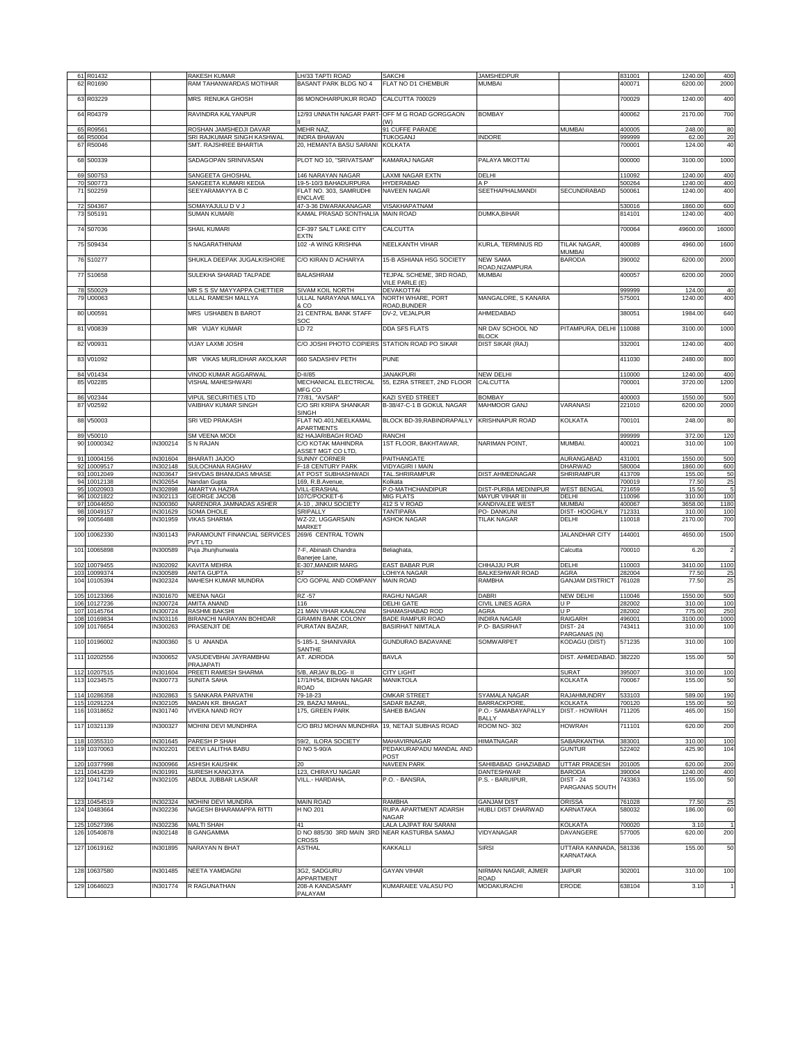| | | | | | | | | | | |
|---|---|---|---|---|---|---|---|---|---|---|
| 61 | R01432 | | RAKESH KUMAR | LH/33 TAPTI ROAD | SAKCHI | JAMSHEDPUR | | 831001 | 1240.00 | 400 |
| 62 | R01690 | | RAM TAHANWARDAS MOTIHAR | BASANT PARK BLDG NO 4 | FLAT NO D1 CHEMBUR | MUMBAI | | 400071 | 6200.00 | 2000 |
| 63 | R03229 | | MRS RENUKA GHOSH | 86 MONOHARPUKUR ROAD | CALCUTTA 700029 | | | 700029 | 1240.00 | 400 |
| 64 | R04379 | | RAVINDRA KALYANPUR | 12/93 UNNATH NAGAR PART-II | OFF M G ROAD GORGGAON (W) | BOMBAY | | 400062 | 2170.00 | 700 |
| 65 | R09561 | | ROSHAN JAMSHEDJI DAVAR | MEHR NAZ, | 91 CUFFE PARADE | | MUMBAI | 400005 | 248.00 | 80 |
| 66 | R50004 | | SRI RAJKUMAR SINGH KASHWAL | INDRA BHAWAN | TUKOGANJ | INDORE | | 999999 | 62.00 | 20 |
| 67 | R50046 | | SMT. RAJSHREE BHARTIA | 20, HEMANTA BASU SARANI | KOLKATA | | | 700001 | 124.00 | 40 |
| 68 | S00339 | | SADAGOPAN SRINIVASAN | PLOT NO 10, "SRIVATSAM" | KAMARAJ NAGAR | PALAYA MKOTTAI | | 000000 | 3100.00 | 1000 |
| 69 | S00753 | | SANGEETA GHOSHAL | 146 NARAYAN NAGAR | LAXMI NAGAR EXTN | DELHI | | 110092 | 1240.00 | 400 |
| 70 | S00773 | | SANGEETA KUMARI KEDIA | 19-5-10/3 BAHADURPURA | HYDERABAD | A P | | 500264 | 1240.00 | 400 |
| 71 | S02259 | | SEEYARAMAYYA B C | FLAT NO. 303, SAMRUDHI ENCLAVE | NAVEEN NAGAR | SEETHAPHALMANDI | SECUNDRABAD | 500061 | 1240.00 | 400 |
| 72 | S04367 | | SOMAYAJULU D V J | 47-3-36 DWARAKANAGAR | VISAKHAPATNAM | | | 530016 | 1860.00 | 600 |
| 73 | S05191 | | SUMAN KUMARI | KAMAL PRASAD SONTHALIA | MAIN ROAD | DUMKA,BIHAR | | 814101 | 1240.00 | 400 |
| 74 | S07036 | | SHAIL KUMARI | CF-397 SALT LAKE CITY EXTN | CALCUTTA | | | 700064 | 49600.00 | 16000 |
| 75 | S09434 | | S NAGARATHINAM | 102 -A WING KRISHNA | NEELKANTH VIHAR | KURLA, TERMINUS RD | TILAK NAGAR, MUMBAI | 400089 | 4960.00 | 1600 |
| 76 | S10277 | | SHUKLA DEEPAK JUGALKISHORE | C/O KIRAN D ACHARYA | 15-B ASHIANA HSG SOCIETY | NEW SAMA ROAD,NIZAMPURA | BARODA | 390002 | 6200.00 | 2000 |
| 77 | S10658 | | SULEKHA SHARAD TALPADE | BALASHRAM | TEJPAL SCHEME, 3RD ROAD, VILE PARLE (E) | MUMBAI | | 400057 | 6200.00 | 2000 |
| 78 | S50029 | | MR S S SV MAYYAPPA CHETTIER | SIVAM KOIL NORTH | DEVAKOTTAI | | | 999999 | 124.00 | 40 |
| 79 | U00063 | | ULLAL RAMESH MALLYA | ULLAL NARAYANA MALLYA & CO | NORTH WHARE, PORT ROAD,BUNDER | MANGALORE, S KANARA | | 575001 | 1240.00 | 400 |
| 80 | U00591 | | MRS USHABEN B BAROT | 21 CENTRAL BANK STAFF SOC | DV-2, VEJALPUR | AHMEDABAD | | 380051 | 1984.00 | 640 |
| 81 | V00839 | | MR VIJAY KUMAR | LD 72 | DDA SFS FLATS | NR DAV SCHOOL ND BLOCK | PITAMPURA, DELHI | 110088 | 3100.00 | 1000 |
| 82 | V00931 | | VIJAY LAXMI JOSHI | C/O JOSHI PHOTO COPIERS | STATION ROAD PO SIKAR | DIST SIKAR (RAJ) | | 332001 | 1240.00 | 400 |
| 83 | V01092 | | MR VIKAS MURLIDHAR AKOLKAR | 660 SADASHIV PETH | PUNE | | | 411030 | 2480.00 | 800 |
| 84 | V01434 | | VINOD KUMAR AGGARWAL | D-II/85 | JANAKPURI | NEW DELHI | | 110000 | 1240.00 | 400 |
| 85 | V02285 | | VISHAL MAHESHWARI | MECHANICAL ELECTRICAL MFG CO | 55, EZRA STREET, 2ND FLOOR | CALCUTTA | | 700001 | 3720.00 | 1200 |
| 86 | V02344 | | VIPUL SECURITIES LTD | 77/81, "AVSAR" | KAZI SYED STREET | BOMBAY | | 400003 | 1550.00 | 500 |
| 87 | V02592 | | VAIBHAV KUMAR SINGH | C/O SRI KRIPA SHANKAR SINGH | B-38/47-C-1 B GOKUL NAGAR | MAHMOOR GANJ | VARANASI | 221010 | 6200.00 | 2000 |
| 88 | V50003 | | SRI VED PRAKASH | FLAT NO.401,NEELKAMAL APARTMENTS | BLOCK BD-39,RABINDRAPALLY | KRISHNAPUR ROAD | KOLKATA | 700101 | 248.00 | 80 |
| 89 | V50010 | | SM VEENA MODI | 82 HAJARIBAGH ROAD | RANCHI | | | 999999 | 372.00 | 120 |
| 90 | 10000342 | IN300214 | S N RAJAN | C/O KOTAK MAHINDRA ASSET MGT CO LTD, | 1ST FLOOR, BAKHTAWAR, | NARIMAN POINT, | MUMBAI. | 400021 | 310.00 | 100 |
| 91 | 10004156 | IN301604 | BHARATI JAJOO | SUNNY CORNER | PAITHANGATE | | AURANGABAD | 431001 | 1550.00 | 500 |
| 92 | 10009517 | IN302148 | SULOCHANA RAGHAV | F-18 CENTURY PARK | VIDYAGIRI I MAIN | | DHARWAD | 580004 | 1860.00 | 600 |
| 93 | 10012049 | IN303647 | SHIVDAS BHANUDAS MHASE | AT POST SUBHASHWADI | TAL.SHRIRAMPUR | DIST.AHMEDNAGAR | SHRIRAMPUR | 413709 | 155.00 | 50 |
| 94 | 10012138 | IN302654 | Nandan Gupta | 169, R.B.Avenue, | Kolkata | | | 700019 | 77.50 | 25 |
| 95 | 10020903 | IN302898 | AMARTYA HAZRA | VILL-ERASHAL | P.O-MATHCHANDIPUR | DIST-PURBA MEDINIPUR | WEST BENGAL | 721659 | 15.50 | 5 |
| 96 | 10021822 | IN302113 | GEORGE JACOB | 107C/POCKET-6 | MIG FLATS | MAYUR VIHAR III | DELHI | 110096 | 310.00 | 100 |
| 97 | 10044650 | IN300360 | NARENDRA JAMNADAS ASHER | A-10 , JINKU SOCIETY | 412 S V ROAD | KANDIVALEE WEST | MUMBAI | 400067 | 3658.00 | 1180 |
| 98 | 10049157 | IN301629 | SOMA DHOLE | SRIPALLY | TANTIPARA | PO- DANKUNI | DIST- HOOGHLY | 712331 | 310.00 | 100 |
| 99 | 10056488 | IN301959 | VIKAS SHARMA | WZ-22, UGGARSAIN MARKET | ASHOK NAGAR | TILAK NAGAR | DELHI | 110018 | 2170.00 | 700 |
| 100 | 10062330 | IN301143 | PARAMOUNT FINANCIAL SERVICES PVT LTD | 269/6 CENTRAL TOWN | | | JALANDHAR CITY | 144001 | 4650.00 | 1500 |
| 101 | 10065898 | IN300589 | Puja Jhunjhunwala | 7-F, Abinash Chandra Banerjee Lane, | Beliaghata, | | Calcutta | 700010 | 6.20 | 2 |
| 102 | 10079455 | IN302092 | KAVITA MEHRA | E-307,MANDIR MARG | EAST BABAR PUR | CHHAJJU PUR | DELHI | 110003 | 3410.00 | 1100 |
| 103 | 10099374 | IN300589 | ANITA GUPTA | 57 | LOHIYA NAGAR | BALKESHWAR ROAD | AGRA | 282004 | 77.50 | 25 |
| 104 | 10105394 | IN302324 | MAHESH KUMAR MUNDRA | C/O GOPAL AND COMPANY | MAIN ROAD | RAMBHA | GANJAM DISTRICT | 761028 | 77.50 | 25 |
| 105 | 10123366 | IN301670 | MEENA NAGI | RZ -57 | RAGHU NAGAR | DABRI | NEW DELHI | 110046 | 1550.00 | 500 |
| 106 | 10127236 | IN300724 | AMITA ANAND | 116 | DELHI GATE | CIVIL LINES AGRA | U P | 282002 | 310.00 | 100 |
| 107 | 10145764 | IN300724 | RASHMI BAKSHI | 21 MAN VIHAR KAALONI | SHAMASHABAD ROD | AGRA | U P | 282002 | 775.00 | 250 |
| 108 | 10169834 | IN303116 | BIRANCHI NARAYAN BOHIDAR | GRAMIN BANK COLONY | BADE RAMPUR ROAD | INDIRA NAGAR | RAIGARH | 496001 | 3100.00 | 1000 |
| 109 | 10176654 | IN300263 | PRASENJIT DE | PURATAN BAZAR, | BASIRHAT NIMTALA | P.O- BASIRHAT | DIST- 24 PARGANAS (N) | 743411 | 310.00 | 100 |
| 110 | 10196002 | IN300360 | S U ANANDA | 5-185-1, SHANIVARA SANTHE | GUNDURAO BADAVANE | SOMWARPET | KODAGU (DIST) | 571235 | 310.00 | 100 |
| 111 | 10202556 | IN300652 | VASUDEVBHAI JAYRAMBHAI PRAJAPATI | AT. ADRODA | BAVLA | | DIST. AHMEDABAD. | 382220 | 155.00 | 50 |
| 112 | 10207515 | IN301604 | PREETI RAMESH SHARMA | 5/B, ARJAV BLDG- II | CITY LIGHT | | SURAT | 395007 | 310.00 | 100 |
| 113 | 10234575 | IN300773 | SUNITA SAHA | 17/1/H/54, BIDHAN NAGAR ROAD | MANIKTOLA | | KOLKATA | 700067 | 155.00 | 50 |
| 114 | 10286358 | IN302863 | S SANKARA PARVATHI | 79-18-23 | OMKAR STREET | SYAMALA NAGAR | RAJAHMUNDRY | 533103 | 589.00 | 190 |
| 115 | 10291224 | IN302105 | MADAN KR. BHAGAT | 29, BAZAJ MAHAL, | SADAR BAZAR, | BARRACKPORE, | KOLKATA | 700120 | 155.00 | 50 |
| 116 | 10318652 | IN301740 | VIVEKA NAND ROY | 175, GREEN PARK | SAHEB BAGAN | P.O.- SAMABAYAPALLY BALLY | DIST.- HOWRAH | 711205 | 465.00 | 150 |
| 117 | 10321139 | IN300327 | MOHINI DEVI MUNDHRA | C/O BRIJ MOHAN MUNDHRA | 19, NETAJI SUBHAS ROAD | ROOM NO- 302 | HOWRAH | 711101 | 620.00 | 200 |
| 118 | 10355310 | IN301645 | PARESH P SHAH | 59/2, ILORA SOCIETY | MAHAVIRNAGAR | HIMATNAGAR | SABARKANTHA | 383001 | 310.00 | 100 |
| 119 | 10370063 | IN302201 | DEEVI LALITHA BABU | D NO 5-90/A | PEDAKURAPADU MANDAL AND POST | | GUNTUR | 522402 | 425.90 | 104 |
| 120 | 10377998 | IN300966 | ASHISH KAUSHIK | 20 | NAVEEN PARK | SAHIBABAD GHAZIABAD | UTTAR PRADESH | 201005 | 620.00 | 200 |
| 121 | 10414239 | IN301991 | SURESH KANOJIYA | 123, CHIRAYU NAGAR | | DANTESHWAR | BARODA | 390004 | 1240.00 | 400 |
| 122 | 10417142 | IN302105 | ABDUL JUBBAR LASKAR | VILL.- HARDAHA, | P.O. - BANSRA, | P.S. - BARUIPUR, | DIST - 24 PARGANAS SOUTH | 743363 | 155.00 | 50 |
| 123 | 10454519 | IN302324 | MOHINI DEVI MUNDRA | MAIN ROAD | RAMBHA | GANJAM DIST | ORISSA | 761028 | 77.50 | 25 |
| 124 | 10483664 | IN302236 | NAGESH BHARAMAPPA RITTI | H NO 201 | RUPA APARTMENT ADARSH NAGAR | HUBLI DIST DHARWAD | KARNATAKA | 580032 | 186.00 | 60 |
| 125 | 10527396 | IN302236 | MALTI SHAH | 41 | LALA LAJPAT RAI SARANI | | KOLKATA | 700020 | 3.10 | 1 |
| 126 | 10540878 | IN302148 | B GANGAMMA | D NO 885/30 3RD MAIN 3RD CROSS | NEAR KASTURBA SAMAJ | VIDYANAGAR | DAVANGERE | 577005 | 620.00 | 200 |
| 127 | 10619162 | IN301895 | NARAYAN N BHAT | ASTHAL | KAKKALLI | SIRSI | UTTARA KANNADA, KARNATAKA | 581336 | 155.00 | 50 |
| 128 | 10637580 | IN301485 | NEETA YAMDAGNI | 3G2, SADGURU APPARTMENT | GAYAN VIHAR | NIRMAN NAGAR, AJMER ROAD | JAIPUR | 302001 | 310.00 | 100 |
| 129 | 10646023 | IN301774 | R RAGUNATHAN | 208-A KANDASAMY PALAYAM | KUMARAIEE VALASU PO | MODAKURACHI | ERODE | 638104 | 3.10 | 1 |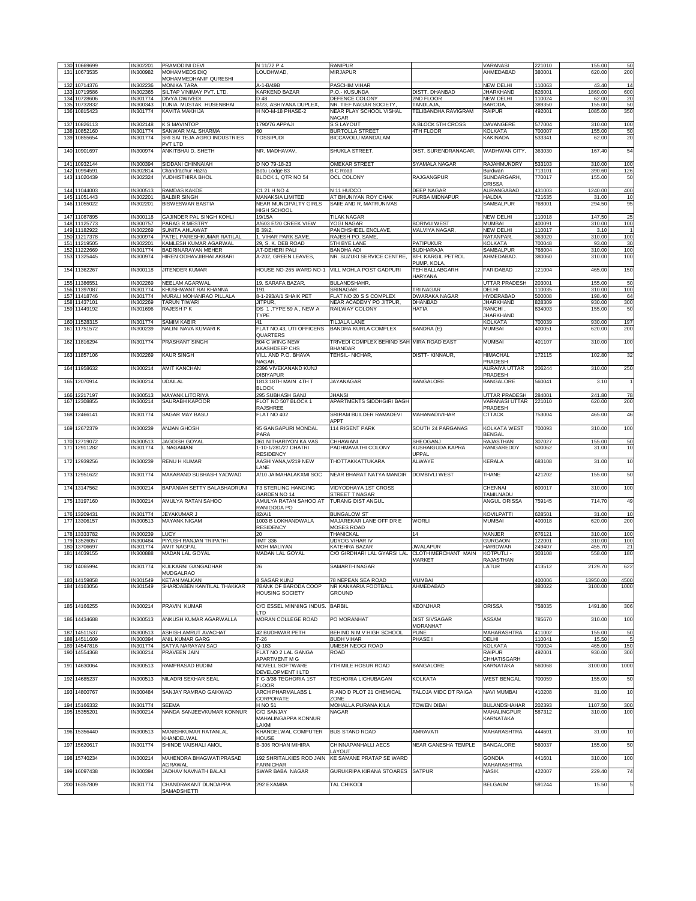| | | | | | | | | | | |
|---|---|---|---|---|---|---|---|---|---|---|
| 130 | 10669699 | IN302201 | PRAMODINI DEVI | N 11/72 P 4 | RANIPUR | | VARANASI | 221010 | 155.00 | 50 |
| 131 | 10673535 | IN300982 | MOHAMMEDSIDIQ MOHAMMEDHANIF QURESHI | LOUDHWAD, | MIRJAPUR | | AHMEDABAD | 380001 | 620.00 | 200 |
| 132 | 10714376 | IN302236 | MONIKA TARA | A-1-B/49B | PASCHIM VIHAR | | NEW DELHI | 110063 | 43.40 | 14 |
| 133 | 10719586 | IN302365 | SILTAP VINIMAY PVT. LTD. | KARKEND BAZAR | P.O.- KUSUNDA | DISTT. DHANBAD | JHARKHAND | 826001 | 1860.00 | 600 |
| 134 | 10728606 | IN301774 | DIVYA DWIVEDI | D 48 | DEFENCE COLONY | 2ND FLOOR | NEW DELHI | 110024 | 62.00 | 20 |
| 135 | 10732832 | IN300343 | TUNIA MUSTAK HUSENBHAI | B/23, ASHIYANA DUPLEX, | NR. TIEF NAGAR SOCIETY, | TANDLAJA, | BARODA, | 389350 | 155.00 | 50 |
| 136 | 10815423 | IN301774 | KAVITA MAKHIJA | H NO-M-18 PHASE-2 | NEAR PLAY SCHOOL VISHAL NAGAR | TELIBANDHA RAVIGRAM | RAIPUR | 492001 | 1085.00 | 350 |
| 137 | 10826113 | IN302148 | K S MAVINTOP | 1790/76 APPAJI | S S LAYOUT | A BLOCK 5TH CROSS | DAVANGERE | 577004 | 310.00 | 100 |
| 138 | 10852160 | IN301774 | SANWAR MAL SHARMA | 60 | BURTOLLA STREET | 4TH FLOOR | KOLKATA | 700007 | 155.00 | 50 |
| 139 | 10855654 | IN301774 | SRI SAI TEJA AGRO INDUSTRIES PVT LTD | TOSSIPUDI | BICCAVOLU MANDALAM | | KAKINADA | 533341 | 62.00 | 20 |
| 140 | 10901697 | IN300974 | ANKITBHAI D. SHETH | NR. MADHAVAV, | SHUKLA STREET, | DIST. SURENDRANAGAR, | WADHWAN CITY. | 363030 | 167.40 | 54 |
| 141 | 10932144 | IN300394 | SIDDANI CHINNAIAH | D NO 79-18-23 | OMEKAR STREET | SYAMALA NAGAR | RAJAHMUNDRY | 533103 | 310.00 | 100 |
| 142 | 10994591 | IN302814 | Chandrachur Hazra | Botu Lodge 83 | B C Road | | Burdwan | 713101 | 390.60 | 126 |
| 143 | 11020439 | IN302324 | YUDHISTHIRA BHOL | BLOCK 1, QTR NO 54 | OCL COLONY | RAJGANGPUR | SUNDARGARH, ORISSA | 770017 | 155.00 | 50 |
| 144 | 11044003 | IN300513 | RAMDAS KAKDE | C1 21 H NO 4 | N 11 HUDCO | DEEP NAGAR | AURANGABAD | 431003 | 1240.00 | 400 |
| 145 | 11051443 | IN302201 | BALBIR SINGH | MANAKSIA LIMITED | AT BHUNIYAN ROY CHAK | PURBA MIDNAPUR | HALDIA | 721635 | 31.00 | 10 |
| 146 | 11055022 | IN302201 | BISWESWAR BASTIA | NEAR MUNCIPALTY GIRLS HIGH SCHOOL | SAIIE AND R, MATRUNIVAS | | SAMBALPUR | 768001 | 294.50 | 95 |
| 147 | 11087895 | IN300118 | GAJINDER PAL SINGH KOHLI | 19/15A | TILAK NAGAR | | NEW DELHI | 110018 | 147.50 | 25 |
| 148 | 11125773 | IN300757 | PARAG R MESTRY | A/603 E/20 CREEK VIEW | YOGI NAGAR | BORIVLI WEST | MUMBAI | 400091 | 310.00 | 100 |
| 149 | 11182922 | IN302269 | SUNITA AHLAWAT | B 39/2, | PANCHSHEEL ENCLAVE, | MALVIYA NAGAR, | NEW DELHI | 110017 | 3.10 | 1 |
| 150 | 11217378 | IN300974 | PATEL PARESHKUMAR RATILAL | 1. VIHAR PARK SAME, | RAJESH PO. SAME, | | RATANPAR. | 363020 | 310.00 | 100 |
| 151 | 11219505 | IN302201 | KAMLESH KUMAR AGARWAL | 29, S. K. DEB ROAD | 5TH BYE LANE | PATIPUKUR | KOLKATA | 700048 | 93.00 | 30 |
| 152 | 11222669 | IN301774 | BADRINARAYAN MEHER | AT-DEHERI PALI | BANDHA ADI | BUDHARAJA | SAMBALPUR | 768004 | 310.00 | 100 |
| 153 | 11325445 | IN300974 | HIREN ODHAVJIBHAI AKBARI | A-202, GREEN LEAVES, | NR. SUZUKI SERVICE CENTRE, | B/H. KARGIL PETROL PUMP, KOLA, | AHMEDABAD. | 380060 | 310.00 | 100 |
| 154 | 11362267 | IN300118 | JITENDER KUMAR | HOUSE NO-265 WARD NO-1 | VILL MOHLA POST GADPURI | TEH BALLABGARH HARYANA | FARIDABAD | 121004 | 465.00 | 150 |
| 155 | 11386551 | IN302269 | NEELAM AGARWAL | 19, SARAFA BAZAR, | BULANDSHAHR, | | UTTAR PRADESH | 203001 | 155.00 | 50 |
| 156 | 11397087 | IN301774 | KHUSHWANT RAI KHANNA | 191 | SRINAGAR | TRI NAGAR | DELHI | 110035 | 310.00 | 100 |
| 157 | 11418746 | IN301774 | MURALI MOHANRAO PILLALA | 8-1-293/A/1 SHAIK PET | FLAT NO 20 S S COMPLEX | DWARAKA NAGAR | HYDERABAD | 500008 | 198.40 | 64 |
| 158 | 11437101 | IN302269 | TARUN TIWARI | JITPUR, | NEAR ACADEMY PO JITPUR, | DHANBAD | JHARKHAND | 828309 | 930.00 | 300 |
| 159 | 11449192 | IN301696 | RAJESH P K | DS 1 ,TYPE 59 A , NEW A TYPE | RAILWAY COLONY | HATIA | RANCHI , JHARKHAND | 834003 | 155.00 | 50 |
| 160 | 11528315 | IN301774 | SAMIM KABIR | 41 | TILJALA LANE | | KOLKATA | 700039 | 930.00 | 197 |
| 161 | 11751572 | IN300239 | NALINI NAVA KUMARI K | FLAT NO.43, UTI OFFICERS QUARTERS | BANDRA KURLA COMPLEX | BANDRA (E) | MUMBAI | 400051 | 620.00 | 200 |
| 162 | 11816294 | IN301774 | PRASHANT SINGH | 504 C WING NEW AKASHDEEP CHS | TRIVEDI COMPLEX BEHIND SAH BHANDAR | MIRA ROAD EAST | MUMBAI | 401107 | 310.00 | 100 |
| 163 | 11857106 | IN302269 | KAUR SINGH | VILL AND P.O. BHAVA NAGAR, | TEHSIL- NICHAR, | DISTT- KINNAUR, | HIMACHAL PRADESH | 172115 | 102.80 | 32 |
| 164 | 11958632 | IN300214 | AMIT KANCHAN | 2396 VIVEKANAND KUNJ DIBIYAPUR | | | AURAIYA UTTAR PRADESH | 206244 | 310.00 | 250 |
| 165 | 12070914 | IN300214 | UDAILAL | 1813 18TH MAIN 4TH T BLOCK | JAYANAGAR | BANGALORE | BANGALORE | 560041 | 3.10 | 1 |
| 166 | 12217197 | IN300513 | MAYANK LITORIYA | 295 SUBHASH GANJ | JHANSI | | UTTAR PRADESH | 284001 | 241.80 | 78 |
| 167 | 12308855 | IN300214 | SAURABH KAPOOR | FLOT NO 507 BLOCK 1 RAJSHREE | APARTMENTS SIDDHGIRI BAGH | | VARANASI UTTAR PRADESH | 221010 | 620.00 | 200 |
| 168 | 12466141 | IN301774 | SAGAR MAY BASU | FLAT NO 402 | SRIRAM BUILDER RAMADEVI APPT | MAHANADIVIHAR | CTTACK | 753004 | 465.00 | 46 |
| 169 | 12672379 | IN300239 | ANJAN GHOSH | 95 GANGAPURI MONDAL PARA | 114 RIGENT PARK | SOUTH 24 PARGANAS | KOLKATA WEST BENGAL | 700093 | 310.00 | 100 |
| 170 | 12719072 | IN300513 | JAGDISH GOYAL | 361 NITHARIYON KA VAS | CHHAWANI | SHEOGANJ | RAJASTHAN | 307027 | 155.00 | 50 |
| 171 | 12911282 | IN301774 | L NAGAMANI | 1-10-1/281/27 DHATRI RESIDENCY | PADHMAVATHI COLONY | KUSHAIGUDA KAPRA UPPAL | RANGAREDDY | 500062 | 31.00 | 10 |
| 172 | 12939256 | IN300239 | RENU H KUMAR | AASHIYANA,V/219 NEW LANE | THOTTAKKATTUKARA | ALWAYE | KERALA | 683108 | 31.00 | 10 |
| 173 | 12951622 | IN301774 | MAKARAND SUBHASH YADWAD | A/10 JAIMAHALAKXMI SOC | NEAR BHARAT NATYA MANDIR | DOMBIVLI WEST | THANE | 421202 | 155.00 | 50 |
| 174 | 13147562 | IN300214 | BAPANIAH SETTY BALABHADRUNI | T3 STERLING HANGING GARDEN NO 14 | VIDYODHAYA 1ST CROSS STREET T NAGAR | | CHENNAI TAMILNADU | 600017 | 310.00 | 100 |
| 175 | 13197160 | IN300214 | AMULYA RATAN SAHOO | AMULYA RATAN SAHOO AT RANIGODA PO | TURANG DIST ANGUL | | ANGUL ORISSA | 759145 | 714.70 | 49 |
| 176 | 13209431 | IN301774 | JEYAKUMAR J | 82/A/1 | BUNGALOW ST | | KOVILPATTI | 628501 | 31.00 | 10 |
| 177 | 13306157 | IN300513 | MAYANK NIGAM | 1003 B LOKHANDWALA RESIDENCY | MAJAREKAR LANE OFF DR E MOSES ROAD | WORLI | MUMBAI | 400018 | 620.00 | 200 |
| 178 | 13333782 | IN300239 | LUCY | 20 | THANICKAL | 14 | MANJER | 676121 | 310.00 | 100 |
| 179 | 13526057 | IN300484 | PIYUSH RANJAN TRIPATHI | IIMT 336 | UDYOG VIHAR IV | | GURGAON | 122001 | 310.00 | 100 |
| 180 | 13706697 | IN301774 | AMIT NAGPAL | MOH MALIYAN | KATEHRA BAZAR | JWALAPUR | HARIDWAR | 249407 | 455.70 | 21 |
| 181 | 14039155 | IN300888 | MADAN LAL GOYAL | MADAN LAL GOYAL | C/O GIRDHARI LAL GYARSI LAL | CLOTH MERCHANT MAIN MARKET | KOTPUTLI - RAJASTHAN | 303108 | 558.00 | 180 |
| 182 | 14065994 | IN301774 | KULKARNI GANGADHAR MUDGALRAO | 26 | SAMARTH NAGAR | | LATUR | 413512 | 2129.70 | 622 |
| 183 | 14159858 | IN301549 | KETAN MALKAN | 8 SAGAR KUNJ | 78 NEPEAN SEA ROAD | MUMBAI | | 400006 | 13950.00 | 4500 |
| 184 | 14163056 | IN301549 | SHARDABEN KANTILAL THAKKAR | 7BANK OF BARODA COOP HOUSING SOCIETY | NR KANKARIA FOOTBALL GROUND | AHMEDABAD | | 380022 | 3100.00 | 1000 |
| 185 | 14166255 | IN300214 | PRAVIN KUMAR | C/O ESSEL MINNING INDUS. LTD | BARBIL | KEONJHAR | ORISSA | 758035 | 1491.80 | 306 |
| 186 | 14434688 | IN300513 | ANKUSH KUMAR AGARWALLA | MORAN COLLEGE ROAD | PO MORANHAT | DIST SIVSAGAR MORANHAT | ASSAM | 785670 | 310.00 | 100 |
| 187 | 14511537 | IN300513 | ASHISH AMRUT AVACHAT | 42 BUDHWAR PETH | BEHIND N M V HIGH SCHOOL | PUNE | MAHARASHTRA | 411002 | 155.00 | 50 |
| 188 | 14511609 | IN300394 | ANIL KUMAR GARG | T-26 | BUDH VIHAR | PHASE I | DELHI | 110041 | 15.50 | 5 |
| 189 | 14547816 | IN301774 | SATYA NARAYAN SAO | Q-183 | UMESH NEOGI ROAD | | KOLKATA | 700024 | 465.00 | 150 |
| 190 | 14554368 | IN300214 | PRAVEEN JAIN | FLAT NO 2 LAL GANGA APARTMENT M G | ROAD | | RAIPUR CHHATISGARH | 492001 | 930.00 | 300 |
| 191 | 14630064 | IN300513 | RAMPRASAD BUDIM | NOVELL SOFTWARE DEVELOPMENT I LTD | 7TH MILE HOSUR ROAD | BANGALORE | KARNATAKA | 560068 | 3100.00 | 1000 |
| 192 | 14685237 | IN300513 | NILADRI SEKHAR SEAL | T G 3/38 TEGHORIA 1ST FLOOR | TEGHORIA LICHUBAGAN | KOLKATA | WEST BENGAL | 700059 | 155.00 | 50 |
| 193 | 14800767 | IN300484 | SANJAY RAMRAO GAIKWAD | ARCH PHARMALABS L CORPORATE | R AND D PLOT 21 CHEMICAL ZONE | TALOJA MIDC DT RAIGA | NAVI MUMBAI | 410208 | 31.00 | 10 |
| 194 | 15166332 | IN301774 | SEEMA | H NO 51 | MOHALLA PURANA KILA | TOWEN DIBAI | BULANDSHAHAR | 202393 | 1107.50 | 300 |
| 195 | 15355201 | IN300214 | NANDA SANJEEVKUMAR KONNUR | C/O SANJAY MAHALINGAPPA KONNUR LAXMI | NAGAR | | MAHALINGPUR KARNATAKA | 587312 | 310.00 | 100 |
| 196 | 15356440 | IN300513 | MANISHKUMAR RATANLAL KHANDELWAL | KHANDELWAL COMPUTER HOUSE | BUS STAND ROAD | AMRAVATI | MAHARASHTRA | 444601 | 31.00 | 10 |
| 197 | 15620617 | IN301774 | SHINDE VAISHALI AMOL | B-306 ROHAN MIHIRA | CHINNAPANHALLI AECS LAYOUT | NEAR GANESHA TEMPLE | BANGALORE | 560037 | 155.00 | 50 |
| 198 | 15740234 | IN300214 | MAHENDRA BHAGWATIPRASAD AGRAWAL | 192 SHRITALKIES ROD JAIN FARNICHAR | KE SAMANE PRATAP SE WARD | | GONDIA MAHARASHTRA | 441601 | 310.00 | 100 |
| 199 | 16097438 | IN300394 | JADHAV NAVNATH BALAJI | SWAR BABA NAGAR | GURUKRIPA KIRANA STOARES | SATPUR | NASIK | 422007 | 229.40 | 74 |
| 200 | 16357809 | IN301774 | CHANDRAKANT DUNDAPPA SAMADSHETTI | 292 EXAMBA | TAL CHIKODI | | BELGAUM | 591244 | 15.50 | 5 |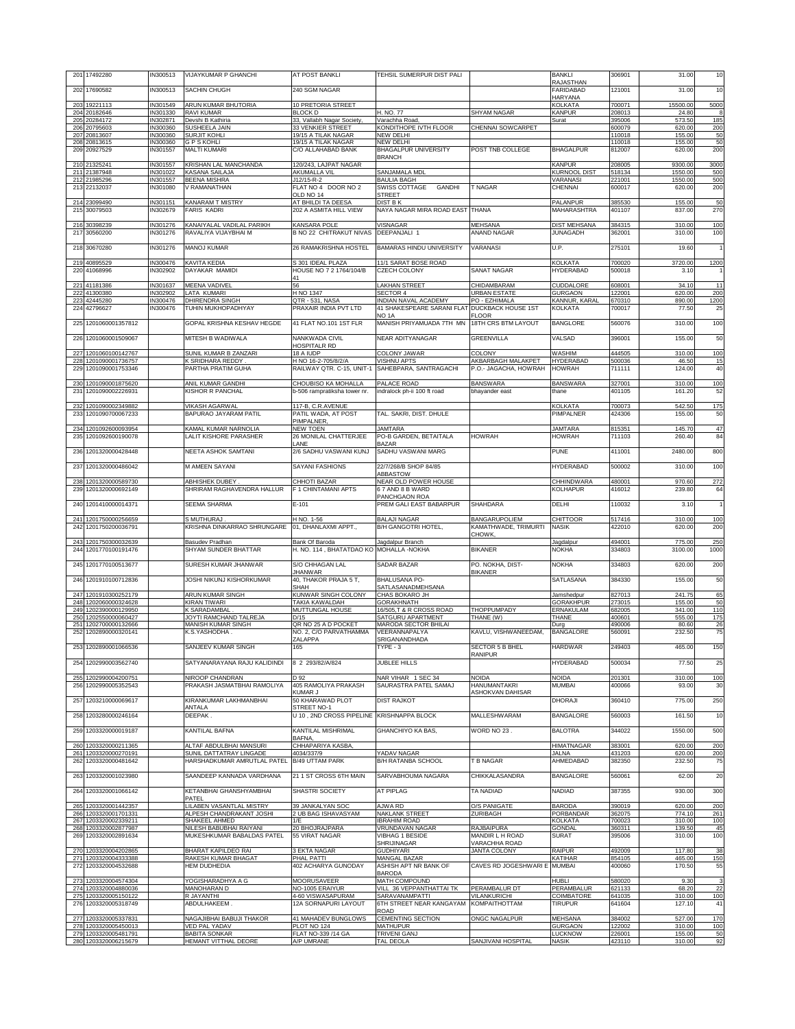| | | | | | | | | | | |
|---|---|---|---|---|---|---|---|---|---|---|
| 201 | 17492280 | IN300513 | VIJAYKUMAR P GHANCHI | AT POST BANKLI | TEHSIL SUMERPUR DIST PALI | | BANKLI RAJASTHAN | 306901 | 31.00 | 10 |
| 202 | 17690582 | IN300513 | SACHIN CHUGH | 240 SGM NAGAR | | | FARIDABAD HARYANA | 121001 | 31.00 | 10 |
| 203 | 19221113 | IN301549 | ARUN KUMAR BHUTORIA | 10 PRETORIA STREET | | | KOLKATA | 700071 | 15500.00 | 5000 |
| 204 | 20182646 | IN301330 | RAVI KUMAR | BLOCK D | H. NO. 77 | SHYAM NAGAR | KANPUR | 208013 | 24.80 | 8 |
| 205 | 20284172 | IN302871 | Devshi B Kathiria | 33, Vallabh Nagar Society, | Varachha Road, | | Surat | 395006 | 573.50 | 185 |
| 206 | 20795603 | IN300360 | SUSHEELA JAIN | 33 VENKIER STREET | KONDITHOPE IVTH FLOOR | CHENNAI SOWCARPET | | 600079 | 620.00 | 200 |
| 207 | 20813607 | IN300360 | SURJIT KOHLI | 19/15 A TILAK NAGAR | NEW DELHI | | | 110018 | 155.00 | 50 |
| 208 | 20813615 | IN300360 | G P S KOHLI | 19/15 A TILAK NAGAR | NEW DELHI | | | 110018 | 155.00 | 50 |
| 209 | 20927529 | IN301557 | MALTI KUMARI | C/O ALLAHABAD BANK | BHAGALPUR UNIVERSITY BRANCH | POST TNB COLLEGE | BHAGALPUR | 812007 | 620.00 | 200 |
| 210 | 21325241 | IN301557 | KRISHAN LAL MANCHANDA | 120/243, LAJPAT NAGAR | | | KANPUR | 208005 | 9300.00 | 3000 |
| 211 | 21387948 | IN301022 | KASANA SAILAJA | AKUMALLA VIL | SANJAMALA MDL | | KURNOOL DIST | 518134 | 1550.00 | 500 |
| 212 | 21985296 | IN301557 | BEENA MISHRA | J12/15-R-2 | BAULIA BAGH | | VARANASI | 221001 | 1550.00 | 500 |
| 213 | 22132037 | IN301080 | V RAMANATHAN | FLAT NO 4 DOOR NO 2 OLD NO 14 | SWISS COTTAGE GANDHI STREET | T NAGAR | CHENNAI | 600017 | 620.00 | 200 |
| 214 | 23099490 | IN301151 | KANARAM T MISTRY | AT BHILDI TA DEESA | DIST B K | | PALANPUR | 385530 | 155.00 | 50 |
| 215 | 30079503 | IN302679 | FARIS KADRI | 202 A ASMITA HILL VIEW | NAYA NAGAR MIRA ROAD EAST | THANA | MAHARASHTRA | 401107 | 837.00 | 270 |
| 216 | 30398239 | IN301276 | KANAIYALAL VADILAL PARIKH | KANSARA POLE | VISNAGAR | MEHSANA | DIST MEHSANA | 384315 | 310.00 | 100 |
| 217 | 30560200 | IN301276 | RAVALIYA VIJAYBHAI M | B NO 22 CHITRAKUT NIVAS | DEEPANJALI 1 | ANAND NAGAR | JUNAGADH | 362001 | 310.00 | 100 |
| 218 | 30670280 | IN301276 | MANOJ KUMAR | 26 RAMAKRISHNA HOSTEL | BAMARAS HINDU UNIVERSITY | VARANASI | U.P. | 275101 | 19.60 | 1 |
| 219 | 40895529 | IN300476 | KAVITA KEDIA | S 301 IDEAL PLAZA | 11/1 SARAT BOSE ROAD | | KOLKATA | 700020 | 3720.00 | 1200 |
| 220 | 41068996 | IN302902 | DAYAKAR MAMIDI | HOUSE NO 7 2 1764/104/B 41 | CZECH COLONY | SANAT NAGAR | HYDERABAD | 500018 | 3.10 | 1 |
| 221 | 41181386 | IN301637 | MEENA VADIVEL | 56 | LAKHAN STREET | CHIDAMBARAM | CUDDALORE | 608001 | 34.10 | 11 |
| 222 | 41300380 | IN302902 | LATA KUMARI | H NO 1347 | SECTOR 4 | URBAN ESTATE | GURGAON | 122001 | 620.00 | 200 |
| 223 | 42445280 | IN300476 | DHIRENDRA SINGH | QTR - 531, NASA | INDIAN NAVAL ACADEMY | PO - EZHIMALA | KANNUR, KARAL | 670310 | 890.00 | 1200 |
| 224 | 42796627 | IN300476 | TUHIN MUKHOPADHYAY | PRAXAIR INDIA PVT LTD | 41 SHAKESPEARE SARANI FLAT NO 1A | DUCKBACK HOUSE 1ST FLOOR | KOLKATA | 700017 | 77.50 | 25 |
| 225 | 1201060001357812 | | GOPAL KRISHNA KESHAV HEGDE | 41 FLAT NO.101 1ST FLR | MANISH PRIYAMUADA 7TH MN | 18TH CRS BTM LAYOUT | BANGLORE | 560076 | 310.00 | 100 |
| 226 | 1201060001509067 | | MITESH B WADIWALA | NANKWADA CIVIL HOSPITALR RD | NEAR ADITYANAGAR | GREENVILLA | VALSAD | 396001 | 155.00 | 50 |
| 227 | 1201060100142767 | | SUNIL KUMAR B ZANZARI | 18 A IUDP | COLONY JAWAR | COLONY | WASHIM | 444505 | 310.00 | 100 |
| 228 | 1201090001736757 | | K SRIDHARA REDDY . | H NO 16-2-705/8/2/A | VISHNU APTS | AKBARBAGH MALAKPET | HYDERABAD | 500036 | 46.50 | 15 |
| 229 | 1201090001753346 | | PARTHA PRATIM GUHA | RAILWAY QTR. C-15, UNIT-1 | SAHEBPARA, SANTRAGACHI | P.O.- JAGACHA, HOWRAH | HOWRAH | 711111 | 124.00 | 40 |
| 230 | 1201090001875620 | | ANIL KUMAR GANDHI | CHOUBISO KA MOHALLA | PALACE ROAD | BANSWARA | BANSWARA | 327001 | 310.00 | 100 |
| 231 | 1201090002226931 | | KISHOR R PANCHAL | b-506 rampratiksha tower nr. | indralock ph-ii 100 ft road | bhayander east | thane | 401105 | 161.20 | 52 |
| 232 | 1201090002349882 | | VIKASH AGARWAL | 117-B, C.R.AVENUE | | | KOLKATA | 700073 | 542.50 | 175 |
| 233 | 1201090700067233 | | BAPURAO JAYARAM PATIL | PATIL WADA, AT POST PIMPALNER, | TAL. SAKRI, DIST. DHULE | | PIMPALNER | 424306 | 155.00 | 50 |
| 234 | 1201092600093954 | | KAMAL KUMAR NARNOLIA | NEW TOEN | JAMTARA | | JAMTARA | 815351 | 145.70 | 47 |
| 235 | 1201092600190078 | | LALIT KISHORE PARASHER | 26 MONILAL CHATTERJEE LANE | PO-B GARDEN, BETAITALA BAZAR | HOWRAH | HOWRAH | 711103 | 260.40 | 84 |
| 236 | 1201320000428448 | | NEETA ASHOK SAMTANI | 2/6 SADHU VASWANI KUNJ | SADHU VASWANI MARG | | PUNE | 411001 | 2480.00 | 800 |
| 237 | 1201320000486042 | | M AMEEN SAYANI | SAYANI FASHIONS | 22/7/268/B SHOP 84/85 ABBASTOW | | HYDERABAD | 500002 | 310.00 | 100 |
| 238 | 1201320000589730 | | ABHISHEK DUBEY . | CHHOTI BAZAR | NEAR OLD POWER HOUSE | | CHHINDWARA | 480001 | 970.60 | 272 |
| 239 | 1201320000692149 | | SHRIRAM RAGHAVENDRA HALLUR | F 1 CHINTAMANI APTS | 6 7 AND 8 B WARD PANCHGAON ROA | | KOLHAPUR | 416012 | 239.80 | 64 |
| 240 | 1201410000014371 | | SEEMA SHARMA | E-101 | PREM GALI EAST BABARPUR | SHAHDARA | DELHI | 110032 | 3.10 | 1 |
| 241 | 1201750000256659 | | S MUTHURAJ . | H NO. 1-56 | BALAJI NAGAR | BANGARUPOLIEM | CHITTOOR | 517416 | 310.00 | 100 |
| 242 | 1201750000036791 | | KRISHNA DINKARRAO SHRUNGARE | 01, DHANLAXMI APPT., | B/H GANGOTRI HOTEL, | KAMATHWADE, TRIMURTI CHOWK, | NASIK | 422010 | 620.00 | 200 |
| 243 | 1201750300032639 | | Basudev Pradhan | Bank Of Baroda | Jagdalpur Branch | | Jagdalpur | 494001 | 775.00 | 250 |
| 244 | 1201770100191476 | | SHYAM SUNDER BHATTAR | H. NO. 114 , BHATATDAO KO | MOHALLA -NOKHA | BIKANER | NOKHA | 334803 | 3100.00 | 1000 |
| 245 | 1201770100513677 | | SURESH KUMAR JHANWAR | S/O CHHAGAN LAL JHANWAR | SADAR BAZAR | PO. NOKHA, DIST-BIKANER | NOKHA | 334803 | 620.00 | 200 |
| 246 | 1201910100712836 | | JOSHI NIKUNJ KISHORKUMAR | 40, THAKOR PRAJA 5 T, SHAH | BHALUSANA PO-SATLASANADMEHSANA | | SATLASANA | 384330 | 155.00 | 50 |
| 247 | 1201910300252179 | | ARUN KUMAR SINGH | KUNWAR SINGH COLONY | CHAS BOKARO JH | | Jamshedpur | 827013 | 241.75 | 65 |
| 248 | 1202060000324628 | | KIRAN TIWARI | TAKIA KAWALDAH | GORAKHNATH | | GORAKHPUR | 273015 | 155.00 | 50 |
| 249 | 1202390000129950 | | K SARADAMBAL . | MUTTUNGAL HOUSE | 16/505,T & R CROSS ROAD | THOPPUMPADY | ERNAKULAM | 682005 | 341.00 | 110 |
| 250 | 1202550000060427 | | JOYTI RAMCHAND TALREJA | D/15 | SATGURU APARTMENT | THANE (W) | THANE | 400601 | 555.00 | 175 |
| 251 | 1202700000132666 | | MANISH KUMAR SINGH | QR NO 25 A D POCKET | MARODA SECTOR BHILAI | | Durg | 490006 | 80.60 | 26 |
| 252 | 1202890000320141 | | K.S.YASHODHA . | NO. 2, C/O PARVATHAMMA ZALAPPA | VEERANNAPALYA SRIGANANDHADA | KAVLU, VISHWANEEDAM, | BANGALORE | 560091 | 232.50 | 75 |
| 253 | 1202890001066536 | | SANJEEV KUMAR SINGH | 165 | TYPE - 3 | SECTOR 5 B BHEL RANIPUR | HARDWAR | 249403 | 465.00 | 150 |
| 254 | 1202990003562740 | | SATYANARAYANA RAJU KALIDINDI | 8 2 293/82/A/824 | JUBLEE HILLS | | HYDERABAD | 500034 | 77.50 | 25 |
| 255 | 1202990004200751 | | NIROOP CHANDRAN | D 92 | NAR VIHAR 1 SEC 34 | NOIDA | NOIDA | 201301 | 310.00 | 100 |
| 256 | 1202990005352543 | | PRAKASH JASMATBHAI RAMOLIYA | 405 RAMOLIYA PRAKASH KUMAR J | SAURASTRA PATEL SAMAJ | HANUMANTAKRI ASHOKVAN DAHISAR | MUMBAI | 400066 | 93.00 | 30 |
| 257 | 1203210000069617 | | KIRANKUMAR LAKHMANBHAI ANTALA | 50 KHARAWAD PLOT STREET NO-1 | DIST RAJKOT | | DHORAJI | 360410 | 775.00 | 250 |
| 258 | 1203280000246164 | | DEEPAK . | U 10 , 2ND CROSS PIPELINE | KRISHNAPPA BLOCK | MALLESHWARAM | BANGALORE | 560003 | 161.50 | 10 |
| 259 | 1203320000019187 | | KANTILAL BAFNA | KANTILAL MISHRIMAL BAFNA, | GHANCHIYO KA BAS, | WORD NO 23 . | BALOTRA | 344022 | 1550.00 | 500 |
| 260 | 1203320000211365 | | ALTAF ABDULBHAI MANSURI | CHHAPARIYA KASBA, | | | HIMATNAGAR | 383001 | 620.00 | 200 |
| 261 | 1203320000270191 | | SUNIL DATTATRAY LINGADE | 4034/337/9 | YADAV NAGAR | | JALNA | 431203 | 620.00 | 200 |
| 262 | 1203320000481642 | | HARSHADKUMAR AMRUTLAL PATEL | B/49 UTTAM PARK | B/H RATANBA SCHOOL | T B NAGAR | AHMEDABAD | 382350 | 232.50 | 75 |
| 263 | 1203320001023980 | | SAANDEEP KANNADA VARDHANA | 21 1 ST CROSS 6TH MAIN | SARVABHOUMA NAGARA | CHIKKALASANDRA | BANGALORE | 560061 | 62.00 | 20 |
| 264 | 1203320001066142 | | KETANBHAI GHANSHYAMBHAI PATEL | SHASTRI SOCIETY | AT PIPLAG | TA NADIAD | NADIAD | 387355 | 930.00 | 300 |
| 265 | 1203320001442357 | | LILABEN VASANTLAL MISTRY | 39 JANKALYAN SOC | AJWA RD | O/S PANIGATE | BARODA | 390019 | 620.00 | 200 |
| 266 | 1203320001701331 | | ALPESH CHANDRAKANT JOSHI | 2 UB BAG ISHAVASYAM | NAKLANK STREET | ZURIBAGH | PORBANDAR | 362075 | 774.10 | 261 |
| 267 | 1203320002339211 | | SHAKEEL AHMED | 1/E | IBRAHIM ROAD | | KOLKATA | 700023 | 310.00 | 100 |
| 268 | 1203320002877987 | | NILESH BABUBHAI RAIYANI | 20 BHOJRAJPARA | VRUNDAVAN NAGAR | RAJBAIPURA | GONDAL | 360311 | 139.50 | 45 |
| 269 | 1203320002891634 | | MUKESHKUMAR BABALDAS PATEL | 55 VIRAT NAGAR | VIBHAG 1 BESIDE SHRIJINAGAR | MANDIR L H ROAD VARACHHA ROAD | SURAT | 395006 | 310.00 | 100 |
| 270 | 1203320004202865 | | BHARAT KAPILDEO RAI | 3 EKTA NAGAR | GUDHIYARI | JANTA COLONY | RAIPUR | 492009 | 117.80 | 38 |
| 271 | 1203320004333388 | | RAKESH KUMAR BHAGAT | PHAL PATTI | MANGAL BAZAR | | KATIHAR | 854105 | 465.00 | 150 |
| 272 | 1203320004532688 | | HEM DUDHEDIA | 402 ACHARYA GUNODAY | ASHISH APT NR BANK OF BARODA | CAVES RD JOGESHWARI E | MUMBAI | 400060 | 170.50 | 55 |
| 273 | 1203320004574304 | | YOGISHARADHYA A G | MOORUSAVEER | MATH COMPOUND | | HUBLI | 580020 | 9.30 | 3 |
| 274 | 1203320004880036 | | MANOHARAN D | NO-1005 ERAIYUR | VILL 36 VEPPANTHATTAI TK | PERAMBALUR DT | PERAMBALUR | 621133 | 68.20 | 22 |
| 275 | 1203320005150122 | | R JAYANTHI | 4-60 VISWASAPURAM | SARAVANAMPATTI | VILANKURICHI | COIMBATORE | 641035 | 310.00 | 100 |
| 276 | 1203320005318749 | | ABDULHAKEEM . | 12A SORNAPURI LAYOUT | 6TH STREET NEAR KANGAYAM ROAD | KOMPAITHOTTAM | TIRUPUR | 641604 | 127.10 | 41 |
| 277 | 1203320005337831 | | NAGAJIBHAI BABUJI THAKOR | 41 MAHADEV BUNGLOWS | CEMENTING SECTION | ONGC NAGALPUR | MEHSANA | 384002 | 527.00 | 170 |
| 278 | 1203320005450013 | | VED PAL YADAV | PLOT NO 124 | MATHUPUR | | GURGAON | 122002 | 310.00 | 100 |
| 279 | 1203320005481791 | | BABITA SONKAR | FLAT NO-339 /14 GA | TRIVENI GANJ | | LUCKNOW | 226001 | 155.00 | 50 |
| 280 | 1203320006215679 | | HEMANT VITTHAL DEORE | A/P UMRANE | TAL DEOLA | SANJIVANI HOSPITAL | NASIK | 423110 | 310.00 | 92 |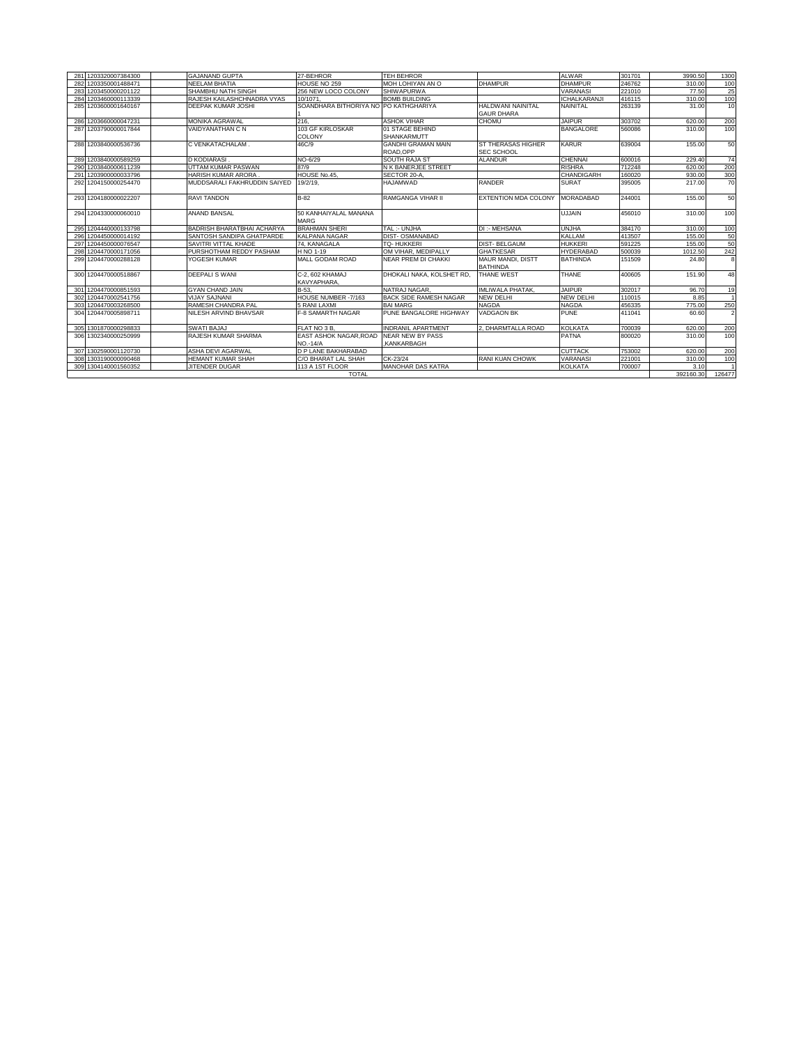| | | | | | | | | | | |
|---|---|---|---|---|---|---|---|---|---|---|
| 281 | 1203320007384300 | | GAJANAND GUPTA | 27-BEHROR | TEH BEHROR | | ALWAR | 301701 | 3990.50 | 1300 |
| 282 | 1203350001488471 | | NEELAM BHATIA | HOUSE NO 259 | MOH LOHIYAN AN O | DHAMPUR | DHAMPUR | 246762 | 310.00 | 100 |
| 283 | 1203450000201122 | | SHAMBHU NATH SINGH | 256 NEW LOCO COLONY | SHIWAPURWA | | VARANASI | 221010 | 77.50 | 25 |
| 284 | 1203460000113339 | | RAJESH KAILASHCHNADRA VYAS | 10/1071, | BOMB BUILDING | | ICHALKARANJI | 416115 | 310.00 | 100 |
| 285 | 1203600001640167 | | DEEPAK KUMAR JOSHI | SOANDHARA BITHORIYA NO 1 | PO KATHGHARIYA | HALDWANI NAINITAL GAUR DHARA | NAINITAL | 263139 | 31.00 | 10 |
| 286 | 1203660000047231 | | MONIKA AGRAWAL | 216, | ASHOK VIHAR | CHOMU | JAIPUR | 303702 | 620.00 | 200 |
| 287 | 1203790000017844 | | VAIDYANATHAN C N | 103 GF KIRLOSKAR COLONY | 01 STAGE BEHIND SHANKARMUTT | | BANGALORE | 560086 | 310.00 | 100 |
| 288 | 1203840000536736 | | C VENKATACHALAM . | 46C/9 | GANDHI GRAMAN MAIN ROAD,OPP | ST THERASAS HIGHER SEC SCHOOL | KARUR | 639004 | 155.00 | 50 |
| 289 | 1203840000589259 | | D KODIARASI . | NO-6/29 | SOUTH RAJA ST | ALANDUR | CHENNAI | 600016 | 229.40 | 74 |
| 290 | 1203840000611239 | | UTTAM KUMAR PASWAN | 87/9 | N K BANERJEE STREET | | RISHRA | 712248 | 620.00 | 200 |
| 291 | 1203900000033796 | | HARISH KUMAR ARORA . | HOUSE No.45, | SECTOR 20-A, | | CHANDIGARH | 160020 | 930.00 | 300 |
| 292 | 1204150000254470 | | MUDDSARALI FAKHRUDDIN SAIYED | 19/2/19, | HAJAMWAD | RANDER | SURAT | 395005 | 217.00 | 70 |
| 293 | 1204180000022207 | | RAVI TANDON | B-82 | RAMGANGA VIHAR II | EXTENTION MDA COLONY | MORADABAD | 244001 | 155.00 | 50 |
| 294 | 1204330000060010 | | ANAND BANSAL | 50 KANHAIYALAL MANANA MARG | | | UJJAIN | 456010 | 310.00 | 100 |
| 295 | 1204440000133798 | | BADRISH BHARATBHAI ACHARYA | BRAHMAN SHERI | TAL :- UNJHA | DI :- MEHSANA | UNJHA | 384170 | 310.00 | 100 |
| 296 | 1204450000014192 | | SANTOSH SANDIPA GHATPARDE | KALPANA NAGAR | DIST- OSMANABAD | | KALLAM | 413507 | 155.00 | 50 |
| 297 | 1204450000076547 | | SAVITRI VITTAL KHADE | 74, KANAGALA | TQ- HUKKERI | DIST- BELGAUM | HUKKERI | 591225 | 155.00 | 50 |
| 298 | 1204470000171056 | | PURSHOTHAM REDDY PASHAM | H NO 1-19 | OM VIHAR, MEDIPALLY | GHATKESAR | HYDERABAD | 500039 | 1012.50 | 242 |
| 299 | 1204470000288128 | | YOGESH KUMAR | MALL GODAM ROAD | NEAR PREM DI CHAKKI | MAUR MANDI, DISTT BATHINDA | BATHINDA | 151509 | 24.80 | 8 |
| 300 | 1204470000518867 | | DEEPALI S WANI | C-2, 602 KHAMAJ KAVYAPHARA, | DHOKALI NAKA, KOLSHET RD, | THANE WEST | THANE | 400605 | 151.90 | 48 |
| 301 | 1204470000851593 | | GYAN CHAND JAIN | B-53, | NATRAJ NAGAR, | IMLIWALA PHATAK, | JAIPUR | 302017 | 96.70 | 19 |
| 302 | 1204470002541756 | | VIJAY SAJNANI | HOUSE NUMBER -7/163 | BACK SIDE RAMESH NAGAR | NEW DELHI | NEW DELHI | 110015 | 8.85 | 1 |
| 303 | 1204470003268500 | | RAMESH CHANDRA PAL | 5 RANI LAXMI | BAI MARG | NAGDA | NAGDA | 456335 | 775.00 | 250 |
| 304 | 1204470005898711 | | NILESH ARVIND BHAVSAR | F-8 SAMARTH NAGAR | PUNE BANGALORE HIGHWAY | VADGAON BK | PUNE | 411041 | 60.60 | 2 |
| 305 | 1301870000298833 | | SWATI BAJAJ | FLAT NO 3 B, | INDRANIL APARTMENT | 2, DHARMTALLA ROAD | KOLKATA | 700039 | 620.00 | 200 |
| 306 | 1302340000250999 | | RAJESH KUMAR SHARMA | EAST ASHOK NAGAR,ROAD NO.-14/A | NEAR NEW BY PASS ,KANKARBAGH | | PATNA | 800020 | 310.00 | 100 |
| 307 | 1302590001120730 | | ASHA DEVI AGARWAL | D P LANE BAKHARABAD | | | CUTTACK | 753002 | 620.00 | 200 |
| 308 | 1303190000090468 | | HEMANT KUMAR SHAH | C/O BHARAT LAL SHAH | CK-23/24 | RANI KUAN CHOWK | VARANASI | 221001 | 310.00 | 100 |
| 309 | 1304140001560352 | | JITENDER DUGAR | 113 A 1ST FLOOR | MANOHAR DAS KATRA | | KOLKATA | 700007 | 3.10 | 1 |
| | | | | TOTAL | | | | | 392160.30 | 126477 |